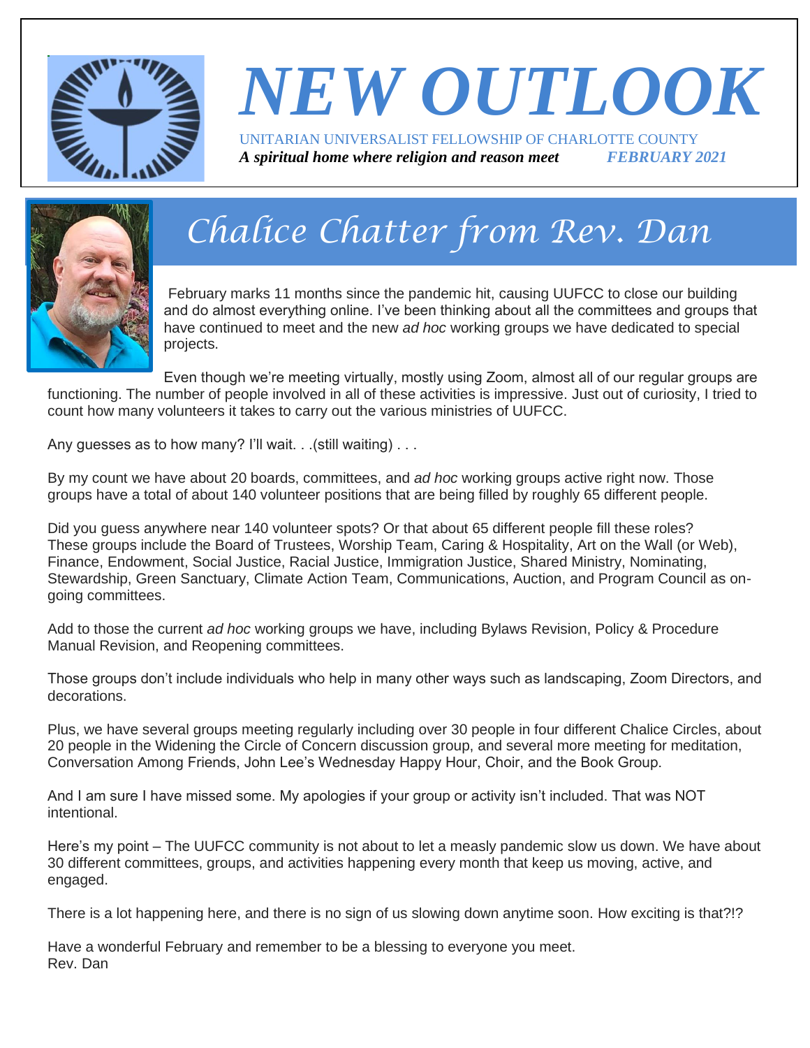# NEW OUTLOOK

UNITARIAN UNIVERSALIST FELLOWSHIP OF CHARLOTTE COUNTY

***A spiritual home where religion and reason meet*** ***FEBRUARY 2021***

## Chalice Chatter from Rev. Dan

February marks 11 months since the pandemic hit, causing UUFCC to close our building and do almost everything online. I've been thinking about all the committees and groups that have continued to meet and the new *ad hoc* working groups we have dedicated to special projects.

Even though we're meeting virtually, mostly using Zoom, almost all of our regular groups are functioning. The number of people involved in all of these activities is impressive. Just out of curiosity, I tried to count how many volunteers it takes to carry out the various ministries of UUFCC.

Any guesses as to how many? I'll wait. . .(still waiting) . . .

By my count we have about 20 boards, committees, and *ad hoc* working groups active right now. Those groups have a total of about 140 volunteer positions that are being filled by roughly 65 different people.

Did you guess anywhere near 140 volunteer spots? Or that about 65 different people fill these roles? These groups include the Board of Trustees, Worship Team, Caring & Hospitality, Art on the Wall (or Web), Finance, Endowment, Social Justice, Racial Justice, Immigration Justice, Shared Ministry, Nominating, Stewardship, Green Sanctuary, Climate Action Team, Communications, Auction, and Program Council as on-going committees.

Add to those the current *ad hoc* working groups we have, including Bylaws Revision, Policy & Procedure Manual Revision, and Reopening committees.

Those groups don't include individuals who help in many other ways such as landscaping, Zoom Directors, and decorations.

Plus, we have several groups meeting regularly including over 30 people in four different Chalice Circles, about 20 people in the Widening the Circle of Concern discussion group, and several more meeting for meditation, Conversation Among Friends, John Lee's Wednesday Happy Hour, Choir, and the Book Group.

And I am sure I have missed some. My apologies if your group or activity isn't included. That was NOT intentional.

Here's my point – The UUFCC community is not about to let a measly pandemic slow us down. We have about 30 different committees, groups, and activities happening every month that keep us moving, active, and engaged.

There is a lot happening here, and there is no sign of us slowing down anytime soon. How exciting is that?!?

Have a wonderful February and remember to be a blessing to everyone you meet.
Rev. Dan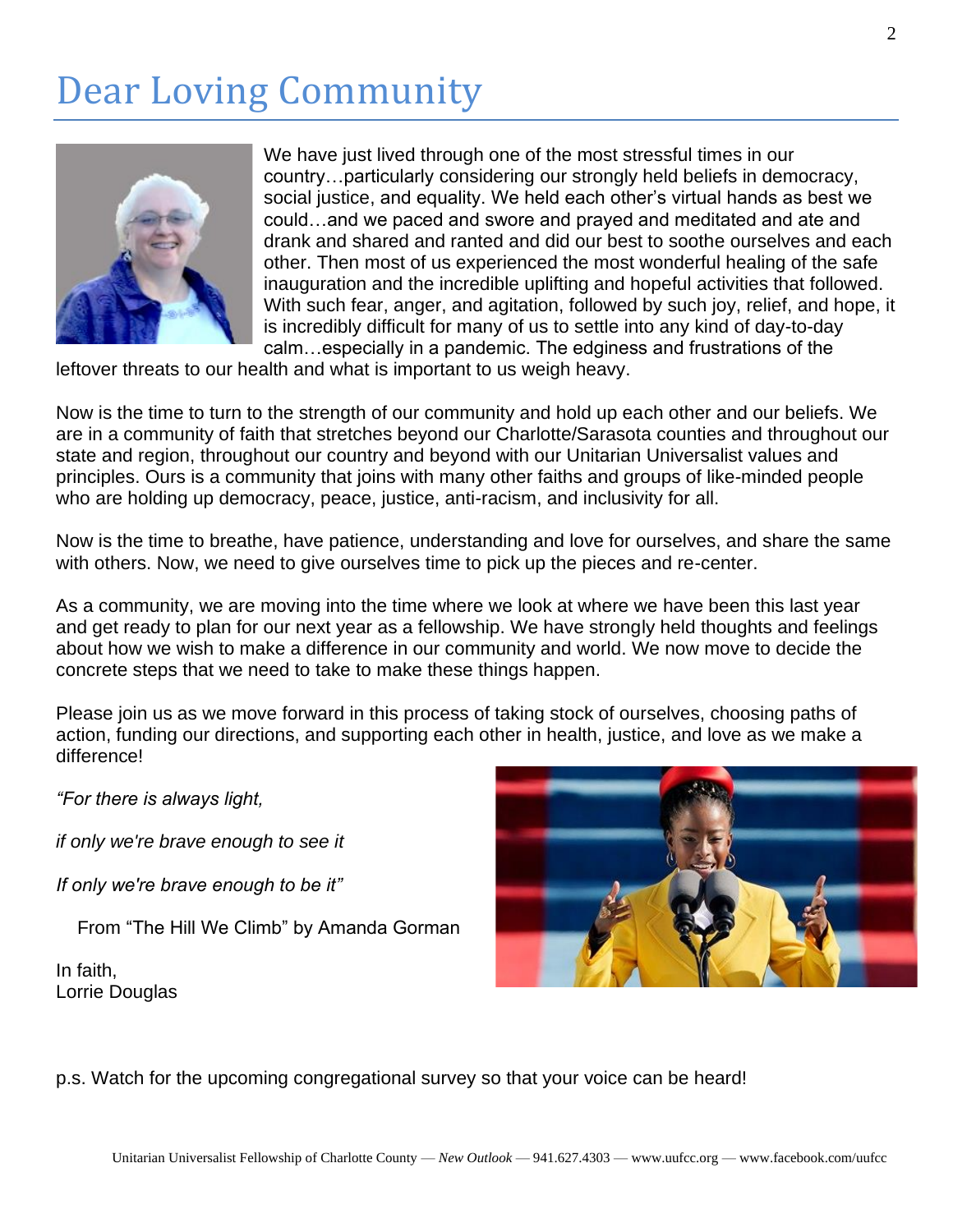# Dear Loving Community

We have just lived through one of the most stressful times in our country…particularly considering our strongly held beliefs in democracy, social justice, and equality. We held each other's virtual hands as best we could…and we paced and swore and prayed and meditated and ate and drank and shared and ranted and did our best to soothe ourselves and each other. Then most of us experienced the most wonderful healing of the safe inauguration and the incredible uplifting and hopeful activities that followed. With such fear, anger, and agitation, followed by such joy, relief, and hope, it is incredibly difficult for many of us to settle into any kind of day-to-day calm…especially in a pandemic. The edginess and frustrations of the leftover threats to our health and what is important to us weigh heavy.

Now is the time to turn to the strength of our community and hold up each other and our beliefs. We are in a community of faith that stretches beyond our Charlotte/Sarasota counties and throughout our state and region, throughout our country and beyond with our Unitarian Universalist values and principles. Ours is a community that joins with many other faiths and groups of like-minded people who are holding up democracy, peace, justice, anti-racism, and inclusivity for all.

Now is the time to breathe, have patience, understanding and love for ourselves, and share the same with others. Now, we need to give ourselves time to pick up the pieces and re-center.

As a community, we are moving into the time where we look at where we have been this last year and get ready to plan for our next year as a fellowship. We have strongly held thoughts and feelings about how we wish to make a difference in our community and world. We now move to decide the concrete steps that we need to take to make these things happen.

Please join us as we move forward in this process of taking stock of ourselves, choosing paths of action, funding our directions, and supporting each other in health, justice, and love as we make a difference!

*"For there is always light,*

*if only we're brave enough to see it*

*If only we're brave enough to be it"*

From "The Hill We Climb" by Amanda Gorman

In faith,
Lorrie Douglas

p.s. Watch for the upcoming congregational survey so that your voice can be heard!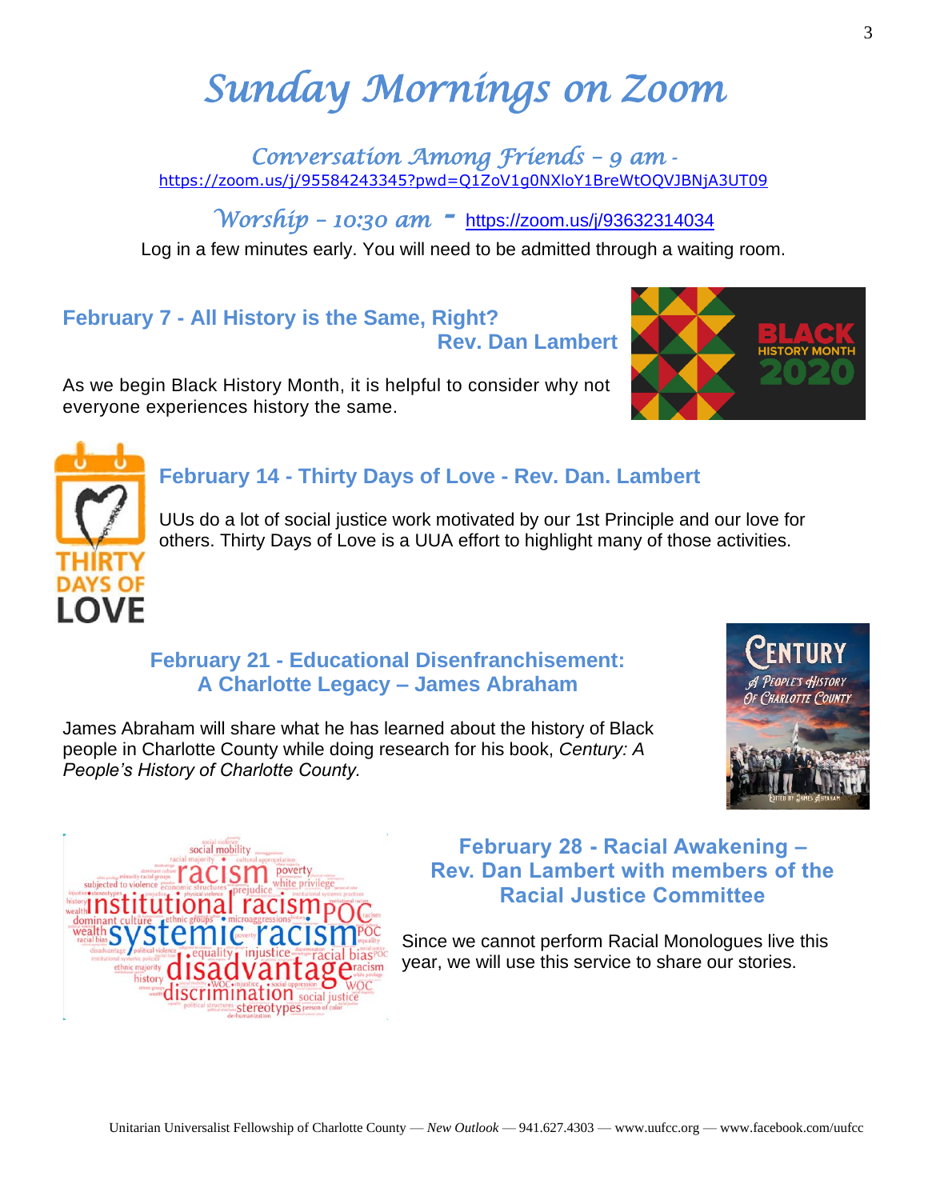# Sunday Mornings on Zoom

## Conversation Among Friends – 9 am -

https://zoom.us/j/95584243345?pwd=Q1ZoV1g0NXloY1BreWtOQVJBNjA3UT09

## Worship – 10:30 am - https://zoom.us/j/93632314034

Log in a few minutes early. You will need to be admitted through a waiting room.

### February 7 - All History is the Same, Right? Rev. Dan Lambert

As we begin Black History Month, it is helpful to consider why not everyone experiences history the same.

### February 14 - Thirty Days of Love - Rev. Dan. Lambert

UUs do a lot of social justice work motivated by our 1st Principle and our love for others. Thirty Days of Love is a UUA effort to highlight many of those activities.

### February 21 - Educational Disenfranchisement: A Charlotte Legacy – James Abraham

James Abraham will share what he has learned about the history of Black people in Charlotte County while doing research for his book, *Century: A People's History of Charlotte County.*

### February 28 - Racial Awakening – Rev. Dan Lambert with members of the Racial Justice Committee

Since we cannot perform Racial Monologues live this year, we will use this service to share our stories.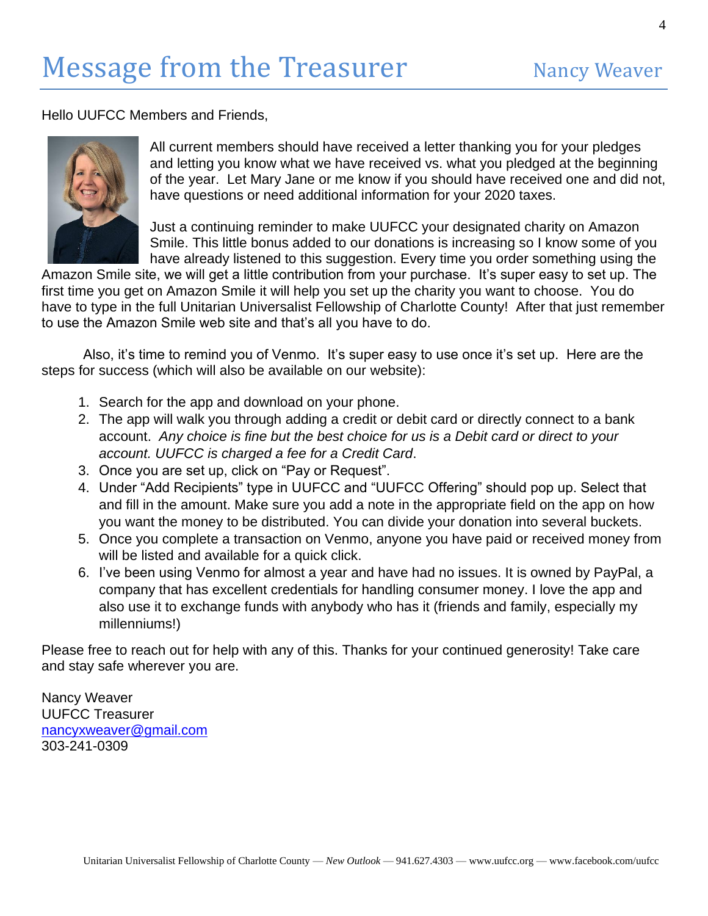# Message from the Treasurer

Nancy Weaver

Hello UUFCC Members and Friends,

All current members should have received a letter thanking you for your pledges and letting you know what we have received vs. what you pledged at the beginning of the year. Let Mary Jane or me know if you should have received one and did not, have questions or need additional information for your 2020 taxes.

Just a continuing reminder to make UUFCC your designated charity on Amazon Smile. This little bonus added to our donations is increasing so I know some of you have already listened to this suggestion. Every time you order something using the Amazon Smile site, we will get a little contribution from your purchase. It's super easy to set up. The first time you get on Amazon Smile it will help you set up the charity you want to choose. You do have to type in the full Unitarian Universalist Fellowship of Charlotte County! After that just remember to use the Amazon Smile web site and that's all you have to do.

Also, it's time to remind you of Venmo. It's super easy to use once it's set up. Here are the steps for success (which will also be available on our website):

1. Search for the app and download on your phone.
2. The app will walk you through adding a credit or debit card or directly connect to a bank account. *Any choice is fine but the best choice for us is a Debit card or direct to your account. UUFCC is charged a fee for a Credit Card*.
3. Once you are set up, click on "Pay or Request".
4. Under "Add Recipients" type in UUFCC and "UUFCC Offering" should pop up. Select that and fill in the amount. Make sure you add a note in the appropriate field on the app on how you want the money to be distributed. You can divide your donation into several buckets.
5. Once you complete a transaction on Venmo, anyone you have paid or received money from will be listed and available for a quick click.
6. I've been using Venmo for almost a year and have had no issues. It is owned by PayPal, a company that has excellent credentials for handling consumer money. I love the app and also use it to exchange funds with anybody who has it (friends and family, especially my millenniums!)

Please free to reach out for help with any of this. Thanks for your continued generosity! Take care and stay safe wherever you are.

Nancy Weaver
UUFCC Treasurer
nancyxweaver@gmail.com
303-241-0309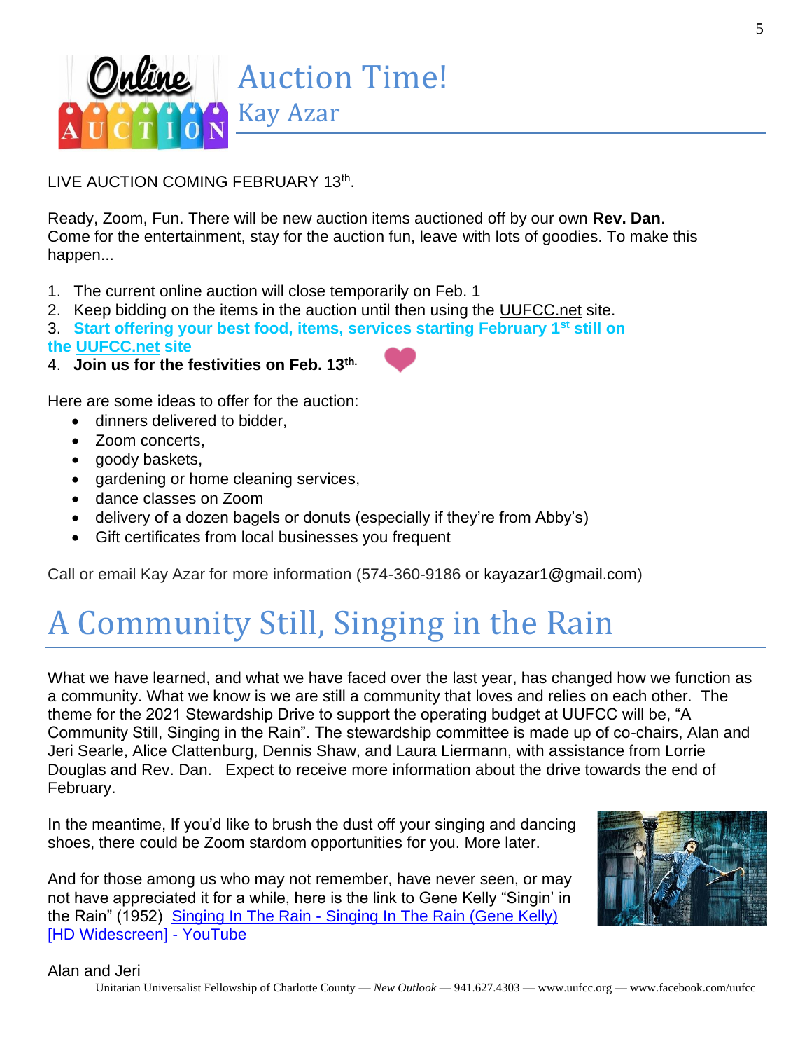# Auction Time!

## Kay Azar

LIVE AUCTION COMING FEBRUARY 13th.

Ready, Zoom, Fun. There will be new auction items auctioned off by our own **Rev. Dan**. Come for the entertainment, stay for the auction fun, leave with lots of goodies. To make this happen...

1. The current online auction will close temporarily on Feb. 1
2. Keep bidding on the items in the auction until then using the UUFCC.net site.
3. **Start offering your best food, items, services starting February 1st still on the UUFCC.net site**
4. **Join us for the festivities on Feb. 13th.**

Here are some ideas to offer for the auction:

- dinners delivered to bidder,
- Zoom concerts,
- goody baskets,
- gardening or home cleaning services,
- dance classes on Zoom
- delivery of a dozen bagels or donuts (especially if they're from Abby's)
- Gift certificates from local businesses you frequent

Call or email Kay Azar for more information (574-360-9186 or kayazar1@gmail.com)

# A Community Still, Singing in the Rain

What we have learned, and what we have faced over the last year, has changed how we function as a community. What we know is we are still a community that loves and relies on each other. The theme for the 2021 Stewardship Drive to support the operating budget at UUFCC will be, "A Community Still, Singing in the Rain". The stewardship committee is made up of co-chairs, Alan and Jeri Searle, Alice Clattenburg, Dennis Shaw, and Laura Liermann, with assistance from Lorrie Douglas and Rev. Dan. Expect to receive more information about the drive towards the end of February.

In the meantime, If you'd like to brush the dust off your singing and dancing shoes, there could be Zoom stardom opportunities for you. More later.

And for those among us who may not remember, have never seen, or may not have appreciated it for a while, here is the link to Gene Kelly "Singin' in the Rain" (1952) [Singing In The Rain - Singing In The Rain (Gene Kelly) [HD Widescreen] - YouTube]

Alan and Jeri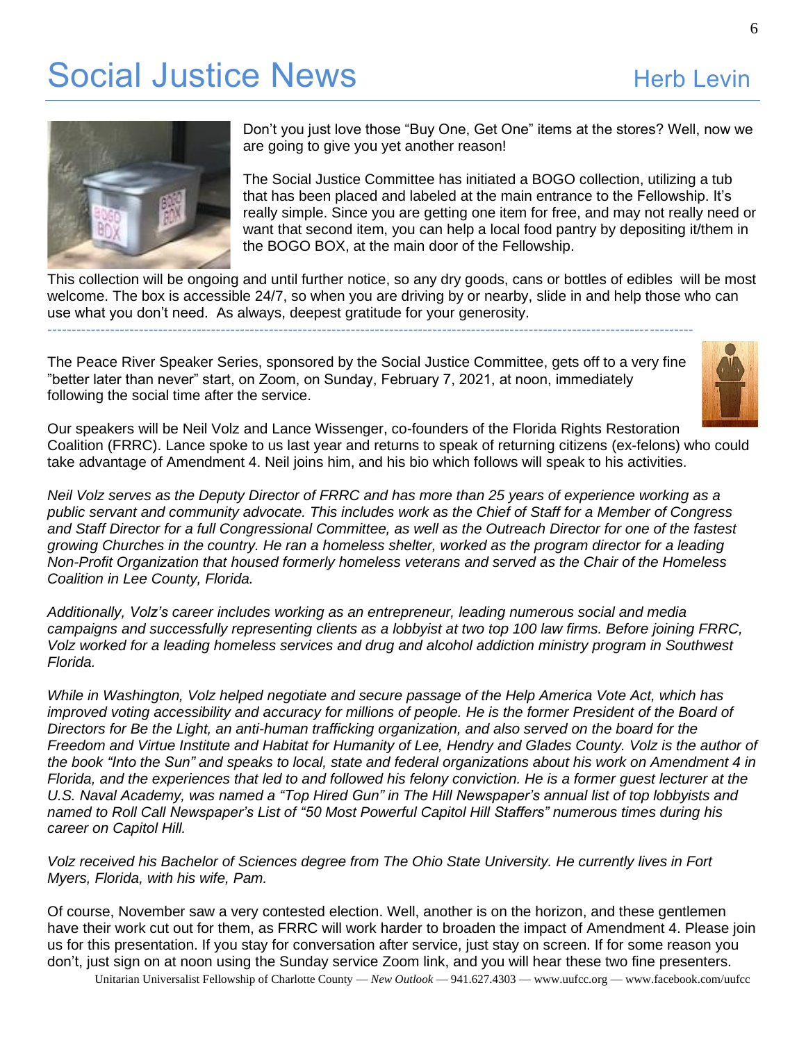# Social Justice News

Herb Levin

Don't you just love those "Buy One, Get One" items at the stores? Well, now we are going to give you yet another reason!

The Social Justice Committee has initiated a BOGO collection, utilizing a tub that has been placed and labeled at the main entrance to the Fellowship. It's really simple. Since you are getting one item for free, and may not really need or want that second item, you can help a local food pantry by depositing it/them in the BOGO BOX, at the main door of the Fellowship.

This collection will be ongoing and until further notice, so any dry goods, cans or bottles of edibles will be most welcome. The box is accessible 24/7, so when you are driving by or nearby, slide in and help those who can use what you don't need. As always, deepest gratitude for your generosity.

---

The Peace River Speaker Series, sponsored by the Social Justice Committee, gets off to a very fine "better later than never" start, on Zoom, on Sunday, February 7, 2021, at noon, immediately following the social time after the service.

Our speakers will be Neil Volz and Lance Wissenger, co-founders of the Florida Rights Restoration Coalition (FRRC). Lance spoke to us last year and returns to speak of returning citizens (ex-felons) who could take advantage of Amendment 4. Neil joins him, and his bio which follows will speak to his activities.

*Neil Volz serves as the Deputy Director of FRRC and has more than 25 years of experience working as a public servant and community advocate. This includes work as the Chief of Staff for a Member of Congress and Staff Director for a full Congressional Committee, as well as the Outreach Director for one of the fastest growing Churches in the country. He ran a homeless shelter, worked as the program director for a leading Non-Profit Organization that housed formerly homeless veterans and served as the Chair of the Homeless Coalition in Lee County, Florida.*

*Additionally, Volz's career includes working as an entrepreneur, leading numerous social and media campaigns and successfully representing clients as a lobbyist at two top 100 law firms. Before joining FRRC, Volz worked for a leading homeless services and drug and alcohol addiction ministry program in Southwest Florida.*

*While in Washington, Volz helped negotiate and secure passage of the Help America Vote Act, which has improved voting accessibility and accuracy for millions of people. He is the former President of the Board of Directors for Be the Light, an anti-human trafficking organization, and also served on the board for the Freedom and Virtue Institute and Habitat for Humanity of Lee, Hendry and Glades County. Volz is the author of the book "Into the Sun" and speaks to local, state and federal organizations about his work on Amendment 4 in Florida, and the experiences that led to and followed his felony conviction. He is a former guest lecturer at the U.S. Naval Academy, was named a "Top Hired Gun" in The Hill Newspaper's annual list of top lobbyists and named to Roll Call Newspaper's List of "50 Most Powerful Capitol Hill Staffers" numerous times during his career on Capitol Hill.*

*Volz received his Bachelor of Sciences degree from The Ohio State University. He currently lives in Fort Myers, Florida, with his wife, Pam.*

Of course, November saw a very contested election. Well, another is on the horizon, and these gentlemen have their work cut out for them, as FRRC will work harder to broaden the impact of Amendment 4. Please join us for this presentation. If you stay for conversation after service, just stay on screen. If for some reason you don't, just sign on at noon using the Sunday service Zoom link, and you will hear these two fine presenters.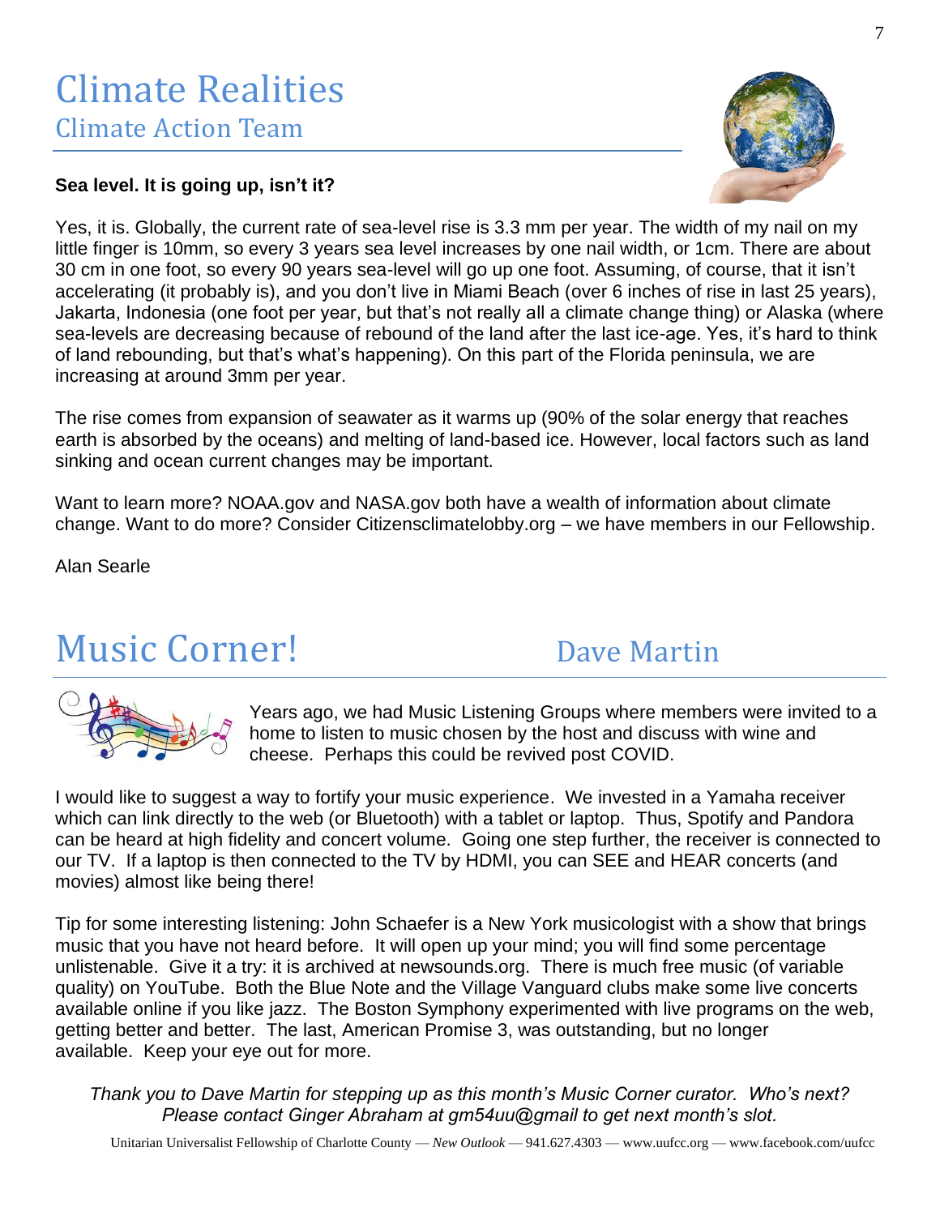# Climate Realities

## Climate Action Team

**Sea level. It is going up, isn't it?**

Yes, it is. Globally, the current rate of sea-level rise is 3.3 mm per year. The width of my nail on my little finger is 10mm, so every 3 years sea level increases by one nail width, or 1cm. There are about 30 cm in one foot, so every 90 years sea-level will go up one foot. Assuming, of course, that it isn't accelerating (it probably is), and you don't live in Miami Beach (over 6 inches of rise in last 25 years), Jakarta, Indonesia (one foot per year, but that's not really all a climate change thing) or Alaska (where sea-levels are decreasing because of rebound of the land after the last ice-age. Yes, it's hard to think of land rebounding, but that's what's happening). On this part of the Florida peninsula, we are increasing at around 3mm per year.

The rise comes from expansion of seawater as it warms up (90% of the solar energy that reaches earth is absorbed by the oceans) and melting of land-based ice. However, local factors such as land sinking and ocean current changes may be important.

Want to learn more? NOAA.gov and NASA.gov both have a wealth of information about climate change. Want to do more? Consider Citizensclimatelobby.org – we have members in our Fellowship.

Alan Searle

# Music Corner!

## Dave Martin

Years ago, we had Music Listening Groups where members were invited to a home to listen to music chosen by the host and discuss with wine and cheese. Perhaps this could be revived post COVID.

I would like to suggest a way to fortify your music experience. We invested in a Yamaha receiver which can link directly to the web (or Bluetooth) with a tablet or laptop. Thus, Spotify and Pandora can be heard at high fidelity and concert volume. Going one step further, the receiver is connected to our TV. If a laptop is then connected to the TV by HDMI, you can SEE and HEAR concerts (and movies) almost like being there!

Tip for some interesting listening: John Schaefer is a New York musicologist with a show that brings music that you have not heard before. It will open up your mind; you will find some percentage unlistenable. Give it a try: it is archived at newsounds.org. There is much free music (of variable quality) on YouTube. Both the Blue Note and the Village Vanguard clubs make some live concerts available online if you like jazz. The Boston Symphony experimented with live programs on the web, getting better and better. The last, American Promise 3, was outstanding, but no longer available. Keep your eye out for more.

*Thank you to Dave Martin for stepping up as this month's Music Corner curator. Who's next? Please contact Ginger Abraham at gm54uu@gmail to get next month's slot.*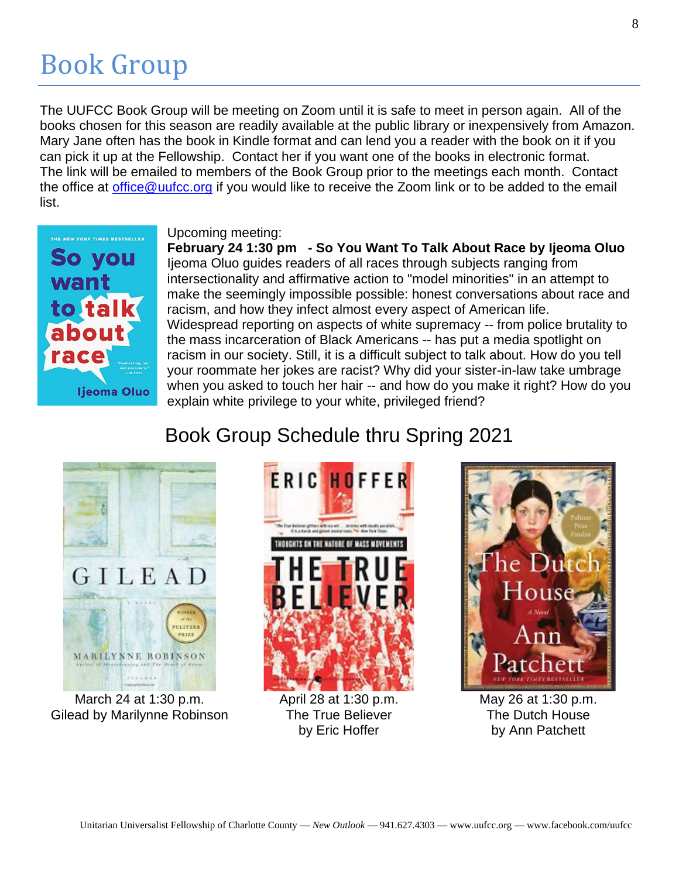# Book Group

The UUFCC Book Group will be meeting on Zoom until it is safe to meet in person again. All of the books chosen for this season are readily available at the public library or inexpensively from Amazon. Mary Jane often has the book in Kindle format and can lend you a reader with the book on it if you can pick it up at the Fellowship. Contact her if you want one of the books in electronic format. The link will be emailed to members of the Book Group prior to the meetings each month. Contact the office at office@uufcc.org if you would like to receive the Zoom link or to be added to the email list.

Upcoming meeting:

**February 24 1:30 pm - So You Want To Talk About Race by Ijeoma Oluo**

Ijeoma Oluo guides readers of all races through subjects ranging from intersectionality and affirmative action to "model minorities" in an attempt to make the seemingly impossible possible: honest conversations about race and racism, and how they infect almost every aspect of American life. Widespread reporting on aspects of white supremacy -- from police brutality to the mass incarceration of Black Americans -- has put a media spotlight on racism in our society. Still, it is a difficult subject to talk about. How do you tell your roommate her jokes are racist? Why did your sister-in-law take umbrage when you asked to touch her hair -- and how do you make it right? How do you explain white privilege to your white, privileged friend?

## Book Group Schedule thru Spring 2021

March 24 at 1:30 p.m.
Gilead by Marilynne Robinson

April 28 at 1:30 p.m.
The True Believer
by Eric Hoffer

May 26 at 1:30 p.m.
The Dutch House
by Ann Patchett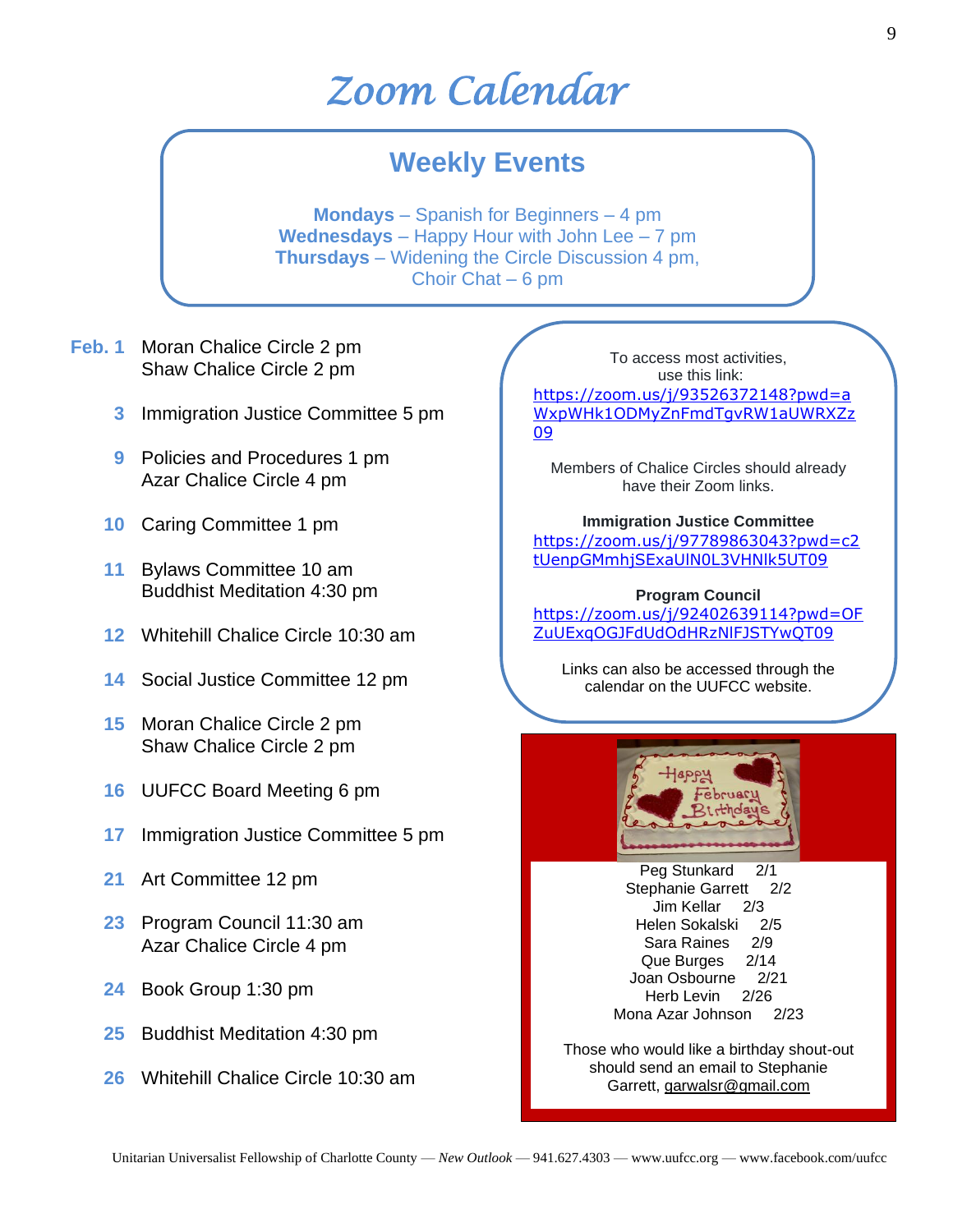# Zoom Calendar

## Weekly Events

**Mondays** – Spanish for Beginners – 4 pm
**Wednesdays** – Happy Hour with John Lee – 7 pm
**Thursdays** – Widening the Circle Discussion 4 pm, Choir Chat – 6 pm

**Feb. 1** Moran Chalice Circle 2 pm
Shaw Chalice Circle 2 pm

**3** Immigration Justice Committee 5 pm

**9** Policies and Procedures 1 pm
Azar Chalice Circle 4 pm

**10** Caring Committee 1 pm

**11** Bylaws Committee 10 am
Buddhist Meditation 4:30 pm

**12** Whitehill Chalice Circle 10:30 am

**14** Social Justice Committee 12 pm

**15** Moran Chalice Circle 2 pm
Shaw Chalice Circle 2 pm

**16** UUFCC Board Meeting 6 pm

**17** Immigration Justice Committee 5 pm

**21** Art Committee 12 pm

**23** Program Council 11:30 am
Azar Chalice Circle 4 pm

**24** Book Group 1:30 pm

**25** Buddhist Meditation 4:30 pm

**26** Whitehill Chalice Circle 10:30 am

To access most activities, use this link:
https://zoom.us/j/93526372148?pwd=aWxpWHk1ODMyZnFmdTgvRW1aUWRXZz09

Members of Chalice Circles should already have their Zoom links.

**Immigration Justice Committee**
https://zoom.us/j/97789863043?pwd=c2tUenpGMmhjSExaUlN0L3VHNlk5UT09

**Program Council**
https://zoom.us/j/92402639114?pwd=OFZuUExqOGJFdUdOdHRzNlFJSTYwQT09

Links can also be accessed through the calendar on the UUFCC website.

Peg Stunkard 2/1
Stephanie Garrett 2/2
Jim Kellar 2/3
Helen Sokalski 2/5
Sara Raines 2/9
Que Burges 2/14
Joan Osbourne 2/21
Herb Levin 2/26
Mona Azar Johnson 2/23

Those who would like a birthday shout-out should send an email to Stephanie Garrett, garwalsr@gmail.com

Unitarian Universalist Fellowship of Charlotte County — *New Outlook* — 941.627.4303 — www.uufcc.org — www.facebook.com/uufcc